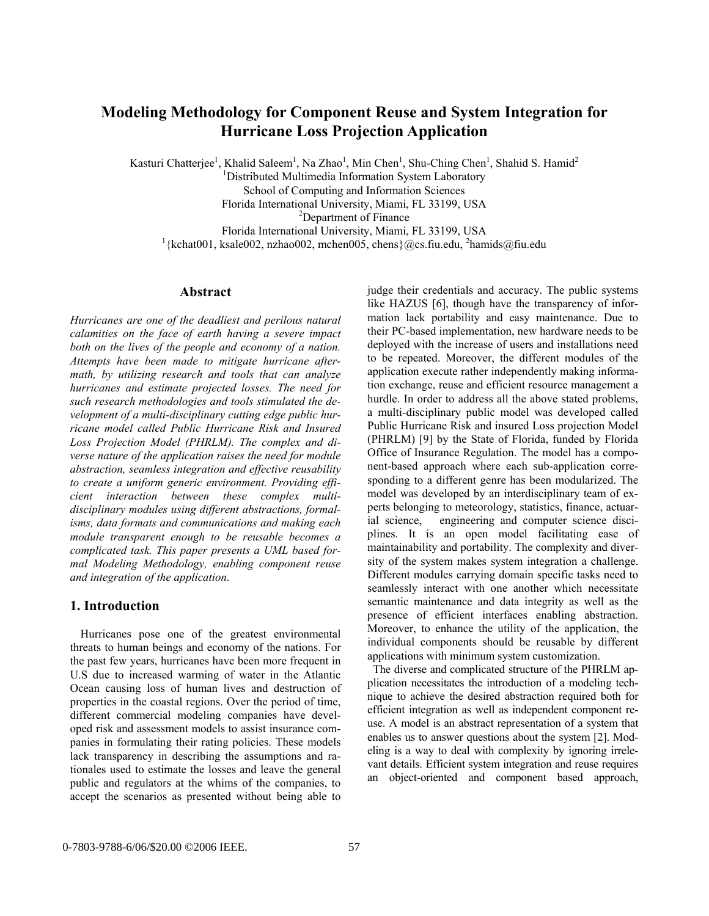# Modeling Methodology for Component Reuse and System Integration for Hurricane Loss Projection Application

Kasturi Chatterjee[1], Khalid Saleem[1], Na Zhao[1], Min Chen[1], Shu-Ching Chen[1], Shahid S. Hamid[2]

[1]Distributed Multimedia Information System Laboratory
School of Computing and Information Sciences
Florida International University, Miami, FL 33199, USA

[2]Department of Finance
Florida International University, Miami, FL 33199, USA

[1]{kchat001, ksale002, nzhao002, mchen005, chens}@cs.fiu.edu, [2]hamids@fiu.edu

## Abstract

*Hurricanes are one of the deadliest and perilous natural calamities on the face of earth having a severe impact both on the lives of the people and economy of a nation. Attempts have been made to mitigate hurricane aftermath, by utilizing research and tools that can analyze hurricanes and estimate projected losses. The need for such research methodologies and tools stimulated the development of a multi-disciplinary cutting edge public hurricane model called Public Hurricane Risk and Insured Loss Projection Model (PHRLM). The complex and diverse nature of the application raises the need for module abstraction, seamless integration and effective reusability to create a uniform generic environment. Providing efficient interaction between these complex multi-disciplinary modules using different abstractions, formalisms, data formats and communications and making each module transparent enough to be reusable becomes a complicated task. This paper presents a UML based formal Modeling Methodology, enabling component reuse and integration of the application.*

## 1. Introduction

Hurricanes pose one of the greatest environmental threats to human beings and economy of the nations. For the past few years, hurricanes have been more frequent in U.S due to increased warming of water in the Atlantic Ocean causing loss of human lives and destruction of properties in the coastal regions. Over the period of time, different commercial modeling companies have developed risk and assessment models to assist insurance companies in formulating their rating policies. These models lack transparency in describing the assumptions and rationales used to estimate the losses and leave the general public and regulators at the whims of the companies, to accept the scenarios as presented without being able to judge their credentials and accuracy. The public systems like HAZUS [6], though have the transparency of information lack portability and easy maintenance. Due to their PC-based implementation, new hardware needs to be deployed with the increase of users and installations need to be repeated. Moreover, the different modules of the application execute rather independently making information exchange, reuse and efficient resource management a hurdle. In order to address all the above stated problems, a multi-disciplinary public model was developed called Public Hurricane Risk and insured Loss projection Model (PHRLM) [9] by the State of Florida, funded by Florida Office of Insurance Regulation. The model has a component-based approach where each sub-application corresponding to a different genre has been modularized. The model was developed by an interdisciplinary team of experts belonging to meteorology, statistics, finance, actuarial science, engineering and computer science disciplines. It is an open model facilitating ease of maintainability and portability. The complexity and diversity of the system makes system integration a challenge. Different modules carrying domain specific tasks need to seamlessly interact with one another which necessitate semantic maintenance and data integrity as well as the presence of efficient interfaces enabling abstraction. Moreover, to enhance the utility of the application, the individual components should be reusable by different applications with minimum system customization.

The diverse and complicated structure of the PHRLM application necessitates the introduction of a modeling technique to achieve the desired abstraction required both for efficient integration as well as independent component reuse. A model is an abstract representation of a system that enables us to answer questions about the system [2]. Modeling is a way to deal with complexity by ignoring irrelevant details. Efficient system integration and reuse requires an object-oriented and component based approach,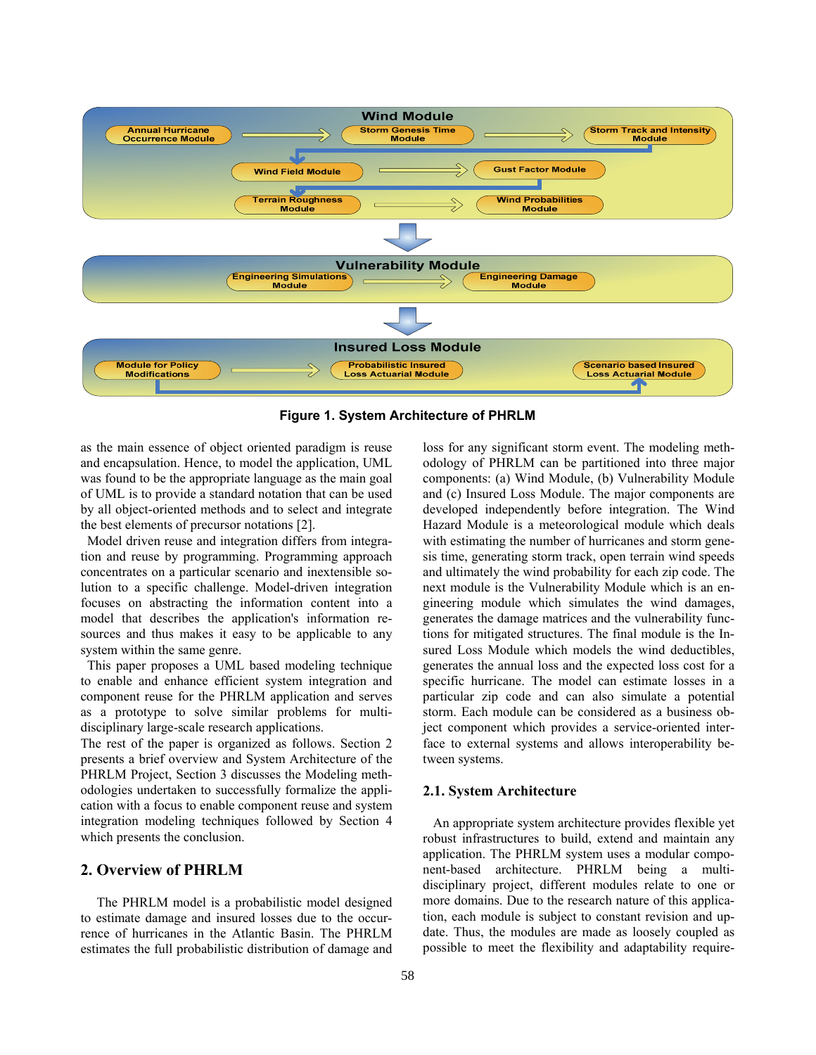Figure 1. System Architecture of PHRLM

as the main essence of object oriented paradigm is reuse and encapsulation. Hence, to model the application, UML was found to be the appropriate language as the main goal of UML is to provide a standard notation that can be used by all object-oriented methods and to select and integrate the best elements of precursor notations [2].

Model driven reuse and integration differs from integration and reuse by programming. Programming approach concentrates on a particular scenario and inextensible solution to a specific challenge. Model-driven integration focuses on abstracting the information content into a model that describes the application's information resources and thus makes it easy to be applicable to any system within the same genre.

This paper proposes a UML based modeling technique to enable and enhance efficient system integration and component reuse for the PHRLM application and serves as a prototype to solve similar problems for multi-disciplinary large-scale research applications.

The rest of the paper is organized as follows. Section 2 presents a brief overview and System Architecture of the PHRLM Project, Section 3 discusses the Modeling methodologies undertaken to successfully formalize the application with a focus to enable component reuse and system integration modeling techniques followed by Section 4 which presents the conclusion.

## 2. Overview of PHRLM

The PHRLM model is a probabilistic model designed to estimate damage and insured losses due to the occurrence of hurricanes in the Atlantic Basin. The PHRLM estimates the full probabilistic distribution of damage and loss for any significant storm event. The modeling methodology of PHRLM can be partitioned into three major components: (a) Wind Module, (b) Vulnerability Module and (c) Insured Loss Module. The major components are developed independently before integration. The Wind Hazard Module is a meteorological module which deals with estimating the number of hurricanes and storm genesis time, generating storm track, open terrain wind speeds and ultimately the wind probability for each zip code. The next module is the Vulnerability Module which is an engineering module which simulates the wind damages, generates the damage matrices and the vulnerability functions for mitigated structures. The final module is the Insured Loss Module which models the wind deductibles, generates the annual loss and the expected loss cost for a specific hurricane. The model can estimate losses in a particular zip code and can also simulate a potential storm. Each module can be considered as a business object component which provides a service-oriented interface to external systems and allows interoperability between systems.

### 2.1. System Architecture

An appropriate system architecture provides flexible yet robust infrastructures to build, extend and maintain any application. The PHRLM system uses a modular component-based architecture. PHRLM being a multi-disciplinary project, different modules relate to one or more domains. Due to the research nature of this application, each module is subject to constant revision and update. Thus, the modules are made as loosely coupled as possible to meet the flexibility and adaptability require-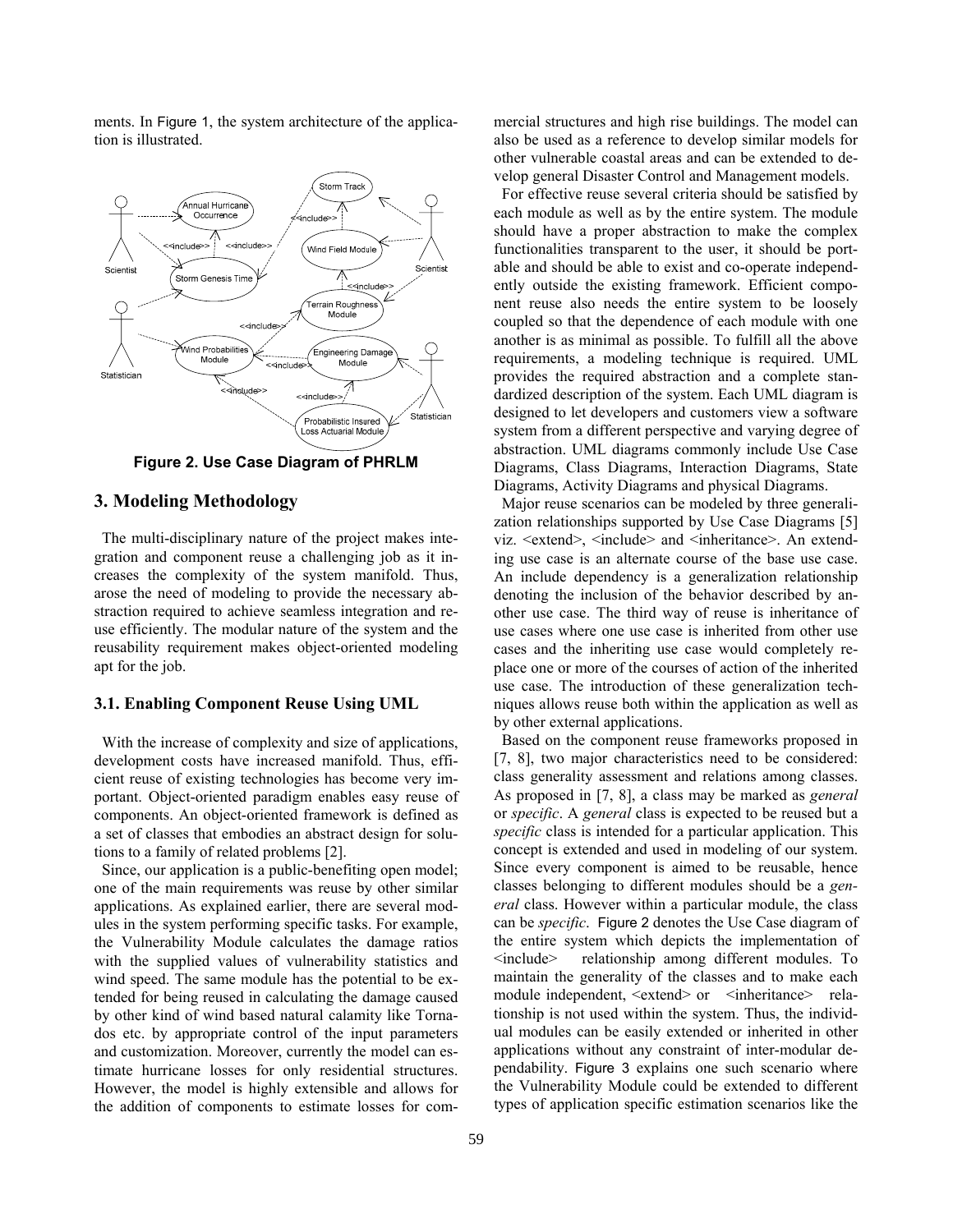ments. In Figure 1, the system architecture of the application is illustrated.

Figure 2. Use Case Diagram of PHRLM

## 3. Modeling Methodology

The multi-disciplinary nature of the project makes integration and component reuse a challenging job as it increases the complexity of the system manifold. Thus, arose the need of modeling to provide the necessary abstraction required to achieve seamless integration and reuse efficiently. The modular nature of the system and the reusability requirement makes object-oriented modeling apt for the job.

### 3.1. Enabling Component Reuse Using UML

With the increase of complexity and size of applications, development costs have increased manifold. Thus, efficient reuse of existing technologies has become very important. Object-oriented paradigm enables easy reuse of components. An object-oriented framework is defined as a set of classes that embodies an abstract design for solutions to a family of related problems [2].

Since, our application is a public-benefiting open model; one of the main requirements was reuse by other similar applications. As explained earlier, there are several modules in the system performing specific tasks. For example, the Vulnerability Module calculates the damage ratios with the supplied values of vulnerability statistics and wind speed. The same module has the potential to be extended for being reused in calculating the damage caused by other kind of wind based natural calamity like Tornados etc. by appropriate control of the input parameters and customization. Moreover, currently the model can estimate hurricane losses for only residential structures. However, the model is highly extensible and allows for the addition of components to estimate losses for commercial structures and high rise buildings. The model can also be used as a reference to develop similar models for other vulnerable coastal areas and can be extended to develop general Disaster Control and Management models.

For effective reuse several criteria should be satisfied by each module as well as by the entire system. The module should have a proper abstraction to make the complex functionalities transparent to the user, it should be portable and should be able to exist and co-operate independently outside the existing framework. Efficient component reuse also needs the entire system to be loosely coupled so that the dependence of each module with one another is as minimal as possible. To fulfill all the above requirements, a modeling technique is required. UML provides the required abstraction and a complete standardized description of the system. Each UML diagram is designed to let developers and customers view a software system from a different perspective and varying degree of abstraction. UML diagrams commonly include Use Case Diagrams, Class Diagrams, Interaction Diagrams, State Diagrams, Activity Diagrams and physical Diagrams.

Major reuse scenarios can be modeled by three generalization relationships supported by Use Case Diagrams [5] viz. <extend>, <include> and <inheritance>. An extending use case is an alternate course of the base use case. An include dependency is a generalization relationship denoting the inclusion of the behavior described by another use case. The third way of reuse is inheritance of use cases where one use case is inherited from other use cases and the inheriting use case would completely replace one or more of the courses of action of the inherited use case. The introduction of these generalization techniques allows reuse both within the application as well as by other external applications.

Based on the component reuse frameworks proposed in [7, 8], two major characteristics need to be considered: class generality assessment and relations among classes. As proposed in [7, 8], a class may be marked as *general* or *specific*. A *general* class is expected to be reused but a *specific* class is intended for a particular application. This concept is extended and used in modeling of our system. Since every component is aimed to be reusable, hence classes belonging to different modules should be a *general* class. However within a particular module, the class can be *specific*. Figure 2 denotes the Use Case diagram of the entire system which depicts the implementation of <include> relationship among different modules. To maintain the generality of the classes and to make each module independent, <extend> or <inheritance> relationship is not used within the system. Thus, the individual modules can be easily extended or inherited in other applications without any constraint of inter-modular dependability. Figure 3 explains one such scenario where the Vulnerability Module could be extended to different types of application specific estimation scenarios like the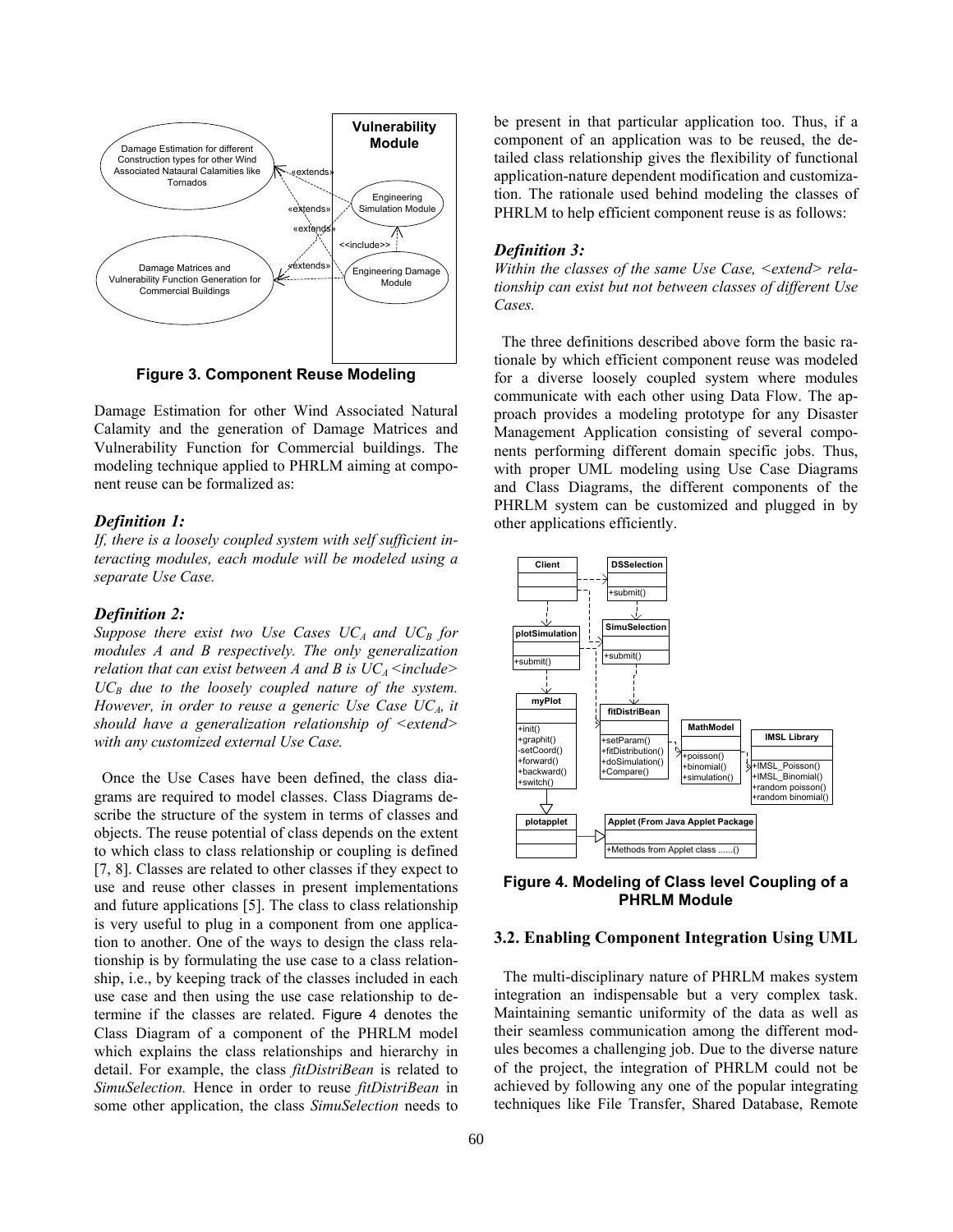Figure 3. Component Reuse Modeling

Damage Estimation for other Wind Associated Natural Calamity and the generation of Damage Matrices and Vulnerability Function for Commercial buildings. The modeling technique applied to PHRLM aiming at component reuse can be formalized as:

### *Definition 1:*

*If, there is a loosely coupled system with self sufficient interacting modules, each module will be modeled using a separate Use Case.*

### *Definition 2:*

*Suppose there exist two Use Cases $UC_A$ and $UC_B$ for modules A and B respectively. The only generalization relation that can exist between A and B is $UC_A$ <include> $UC_B$ due to the loosely coupled nature of the system. However, in order to reuse a generic Use Case $UC_A$, it should have a generalization relationship of <extend> with any customized external Use Case.*

Once the Use Cases have been defined, the class diagrams are required to model classes. Class Diagrams describe the structure of the system in terms of classes and objects. The reuse potential of class depends on the extent to which class to class relationship or coupling is defined [7, 8]. Classes are related to other classes if they expect to use and reuse other classes in present implementations and future applications [5]. The class to class relationship is very useful to plug in a component from one application to another. One of the ways to design the class relationship is by formulating the use case to a class relationship, i.e., by keeping track of the classes included in each use case and then using the use case relationship to determine if the classes are related. Figure 4 denotes the Class Diagram of a component of the PHRLM model which explains the class relationships and hierarchy in detail. For example, the class *fitDistriBean* is related to *SimuSelection.* Hence in order to reuse *fitDistriBean* in some other application, the class *SimuSelection* needs to be present in that particular application too. Thus, if a component of an application was to be reused, the detailed class relationship gives the flexibility of functional application-nature dependent modification and customization. The rationale used behind modeling the classes of PHRLM to help efficient component reuse is as follows:

### *Definition 3:*

*Within the classes of the same Use Case, <extend> relationship can exist but not between classes of different Use Cases.*

The three definitions described above form the basic rationale by which efficient component reuse was modeled for a diverse loosely coupled system where modules communicate with each other using Data Flow. The approach provides a modeling prototype for any Disaster Management Application consisting of several components performing different domain specific jobs. Thus, with proper UML modeling using Use Case Diagrams and Class Diagrams, the different components of the PHRLM system can be customized and plugged in by other applications efficiently.

Figure 4. Modeling of Class level Coupling of a PHRLM Module

## 3.2. Enabling Component Integration Using UML

The multi-disciplinary nature of PHRLM makes system integration an indispensable but a very complex task. Maintaining semantic uniformity of the data as well as their seamless communication among the different modules becomes a challenging job. Due to the diverse nature of the project, the integration of PHRLM could not be achieved by following any one of the popular integrating techniques like File Transfer, Shared Database, Remote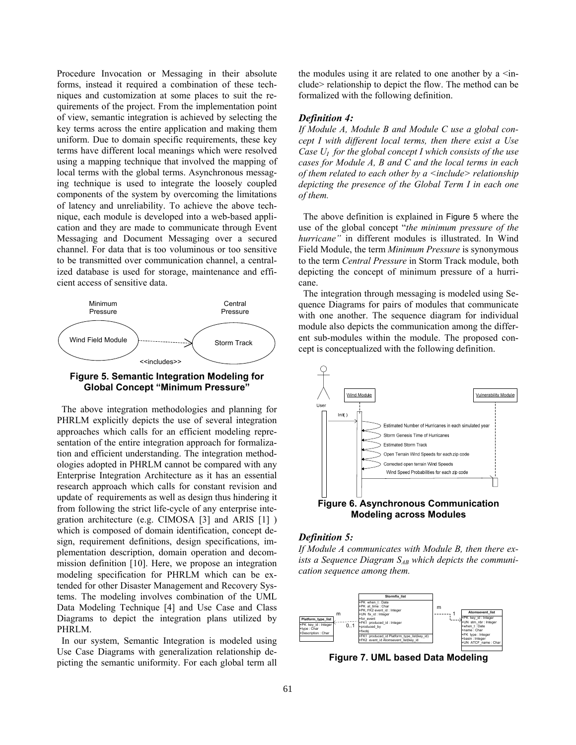Procedure Invocation or Messaging in their absolute forms, instead it required a combination of these techniques and customization at some places to suit the requirements of the project. From the implementation point of view, semantic integration is achieved by selecting the key terms across the entire application and making them uniform. Due to domain specific requirements, these key terms have different local meanings which were resolved using a mapping technique that involved the mapping of local terms with the global terms. Asynchronous messaging technique is used to integrate the loosely coupled components of the system by overcoming the limitations of latency and unreliability. To achieve the above technique, each module is developed into a web-based application and they are made to communicate through Event Messaging and Document Messaging over a secured channel. For data that is too voluminous or too sensitive to be transmitted over communication channel, a centralized database is used for storage, maintenance and efficient access of sensitive data.

**Figure 5. Semantic Integration Modeling for Global Concept "Minimum Pressure"**

The above integration methodologies and planning for PHRLM explicitly depicts the use of several integration approaches which calls for an efficient modeling representation of the entire integration approach for formalization and efficient understanding. The integration methodologies adopted in PHRLM cannot be compared with any Enterprise Integration Architecture as it has an essential research approach which calls for constant revision and update of requirements as well as design thus hindering it from following the strict life-cycle of any enterprise integration architecture (e.g. CIMOSA [3] and ARIS [1] ) which is composed of domain identification, concept design, requirement definitions, design specifications, implementation description, domain operation and decommission definition [10]. Here, we propose an integration modeling specification for PHRLM which can be extended for other Disaster Management and Recovery Systems. The modeling involves combination of the UML Data Modeling Technique [4] and Use Case and Class Diagrams to depict the integration plans utilized by PHRLM.

In our system, Semantic Integration is modeled using Use Case Diagrams with generalization relationship depicting the semantic uniformity. For each global term all the modules using it are related to one another by a <include> relationship to depict the flow. The method can be formalized with the following definition.

### *Definition 4:*

*If Module A, Module B and Module C use a global concept I with different local terms, then there exist a Use Case $U_I$ for the global concept I which consists of the use cases for Module A, B and C and the local terms in each of them related to each other by a <include> relationship depicting the presence of the Global Term I in each one of them.*

The above definition is explained in Figure 5 where the use of the global concept "*the minimum pressure of the hurricane"* in different modules is illustrated. In Wind Field Module, the term *Minimum Pressure* is synonymous to the term *Central Pressure* in Storm Track module, both depicting the concept of minimum pressure of a hurricane.

The integration through messaging is modeled using Sequence Diagrams for pairs of modules that communicate with one another. The sequence diagram for individual module also depicts the communication among the different sub-modules within the module. The proposed concept is conceptualized with the following definition.

**Figure 6. Asynchronous Communication Modeling across Modules**

### *Definition 5:*

*If Module A communicates with Module B, then there exists a Sequence Diagram $S_{AB}$ which depicts the communication sequence among them.*

**Figure 7. UML based Data Modeling**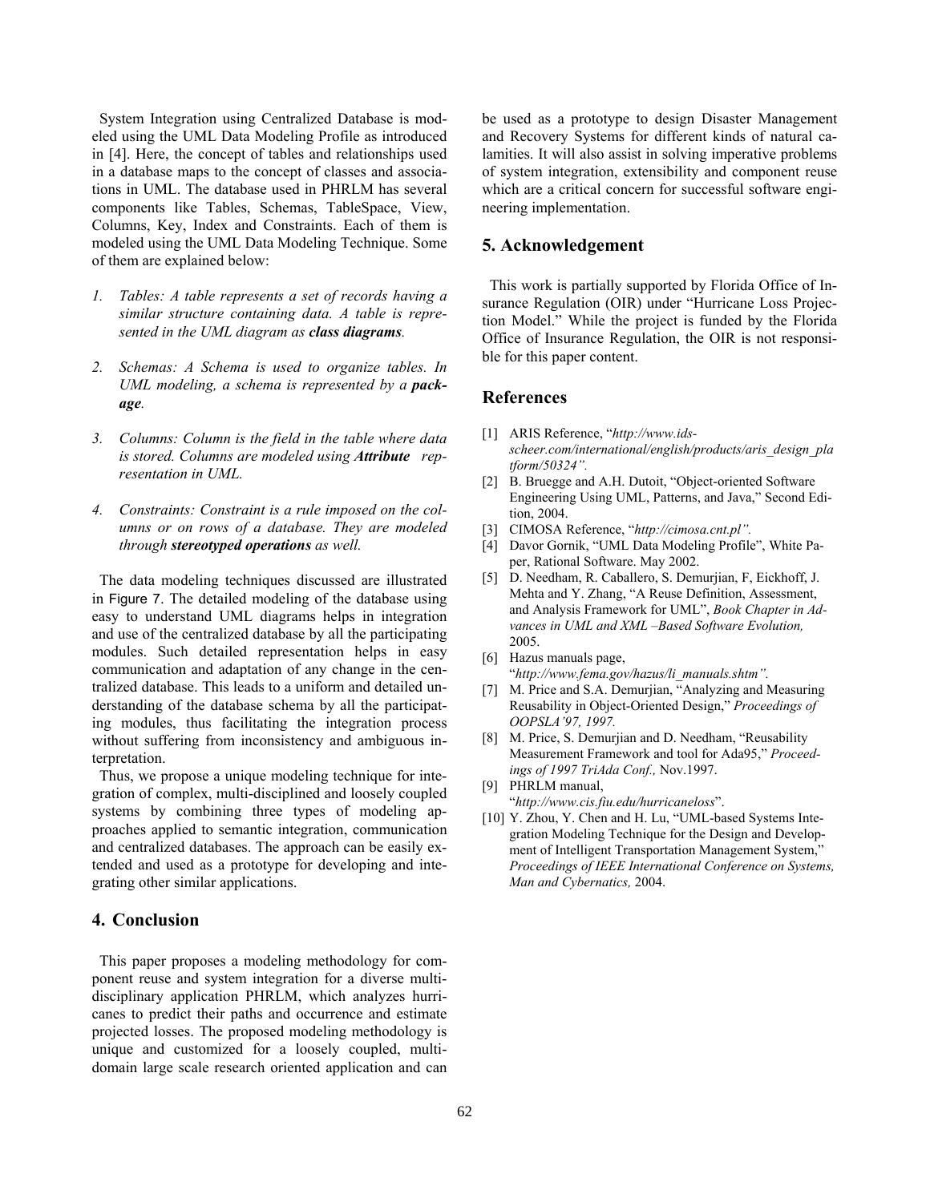System Integration using Centralized Database is modeled using the UML Data Modeling Profile as introduced in [4]. Here, the concept of tables and relationships used in a database maps to the concept of classes and associations in UML. The database used in PHRLM has several components like Tables, Schemas, TableSpace, View, Columns, Key, Index and Constraints. Each of them is modeled using the UML Data Modeling Technique. Some of them are explained below:

1. *Tables: A table represents a set of records having a similar structure containing data. A table is represented in the UML diagram as **class diagrams**.*

2. *Schemas: A Schema is used to organize tables. In UML modeling, a schema is represented by a **package**.*

3. *Columns: Column is the field in the table where data is stored. Columns are modeled using **Attribute** representation in UML.*

4. *Constraints: Constraint is a rule imposed on the columns or on rows of a database. They are modeled through **stereotyped operations** as well.*

The data modeling techniques discussed are illustrated in Figure 7. The detailed modeling of the database using easy to understand UML diagrams helps in integration and use of the centralized database by all the participating modules. Such detailed representation helps in easy communication and adaptation of any change in the centralized database. This leads to a uniform and detailed understanding of the database schema by all the participating modules, thus facilitating the integration process without suffering from inconsistency and ambiguous interpretation.

Thus, we propose a unique modeling technique for integration of complex, multi-disciplined and loosely coupled systems by combining three types of modeling approaches applied to semantic integration, communication and centralized databases. The approach can be easily extended and used as a prototype for developing and integrating other similar applications.

## 4. Conclusion

This paper proposes a modeling methodology for component reuse and system integration for a diverse multi-disciplinary application PHRLM, which analyzes hurricanes to predict their paths and occurrence and estimate projected losses. The proposed modeling methodology is unique and customized for a loosely coupled, multi-domain large scale research oriented application and can be used as a prototype to design Disaster Management and Recovery Systems for different kinds of natural calamities. It will also assist in solving imperative problems of system integration, extensibility and component reuse which are a critical concern for successful software engineering implementation.

## 5. Acknowledgement

This work is partially supported by Florida Office of Insurance Regulation (OIR) under "Hurricane Loss Projection Model." While the project is funded by the Florida Office of Insurance Regulation, the OIR is not responsible for this paper content.

## References

[1] ARIS Reference, "*http://www.ids-scheer.com/international/english/products/aris_design_platform/50324".*

[2] B. Bruegge and A.H. Dutoit, "Object-oriented Software Engineering Using UML, Patterns, and Java," Second Edition, 2004.

[3] CIMOSA Reference, "*http://cimosa.cnt.pl".*

[4] Davor Gornik, "UML Data Modeling Profile", White Paper, Rational Software. May 2002.

[5] D. Needham, R. Caballero, S. Demurjian, F, Eickhoff, J. Mehta and Y. Zhang, "A Reuse Definition, Assessment, and Analysis Framework for UML", *Book Chapter in Advances in UML and XML –Based Software Evolution,* 2005.

[6] Hazus manuals page, "*http://www.fema.gov/hazus/li_manuals.shtm".*

[7] M. Price and S.A. Demurjian, "Analyzing and Measuring Reusability in Object-Oriented Design," *Proceedings of OOPSLA'97, 1997.*

[8] M. Price, S. Demurjian and D. Needham, "Reusability Measurement Framework and tool for Ada95," *Proceedings of 1997 TriAda Conf.,* Nov.1997.

[9] PHRLM manual, "*http://www.cis.fiu.edu/hurricaneloss*".

[10] Y. Zhou, Y. Chen and H. Lu, "UML-based Systems Integration Modeling Technique for the Design and Development of Intelligent Transportation Management System," *Proceedings of IEEE International Conference on Systems, Man and Cybernatics,* 2004.